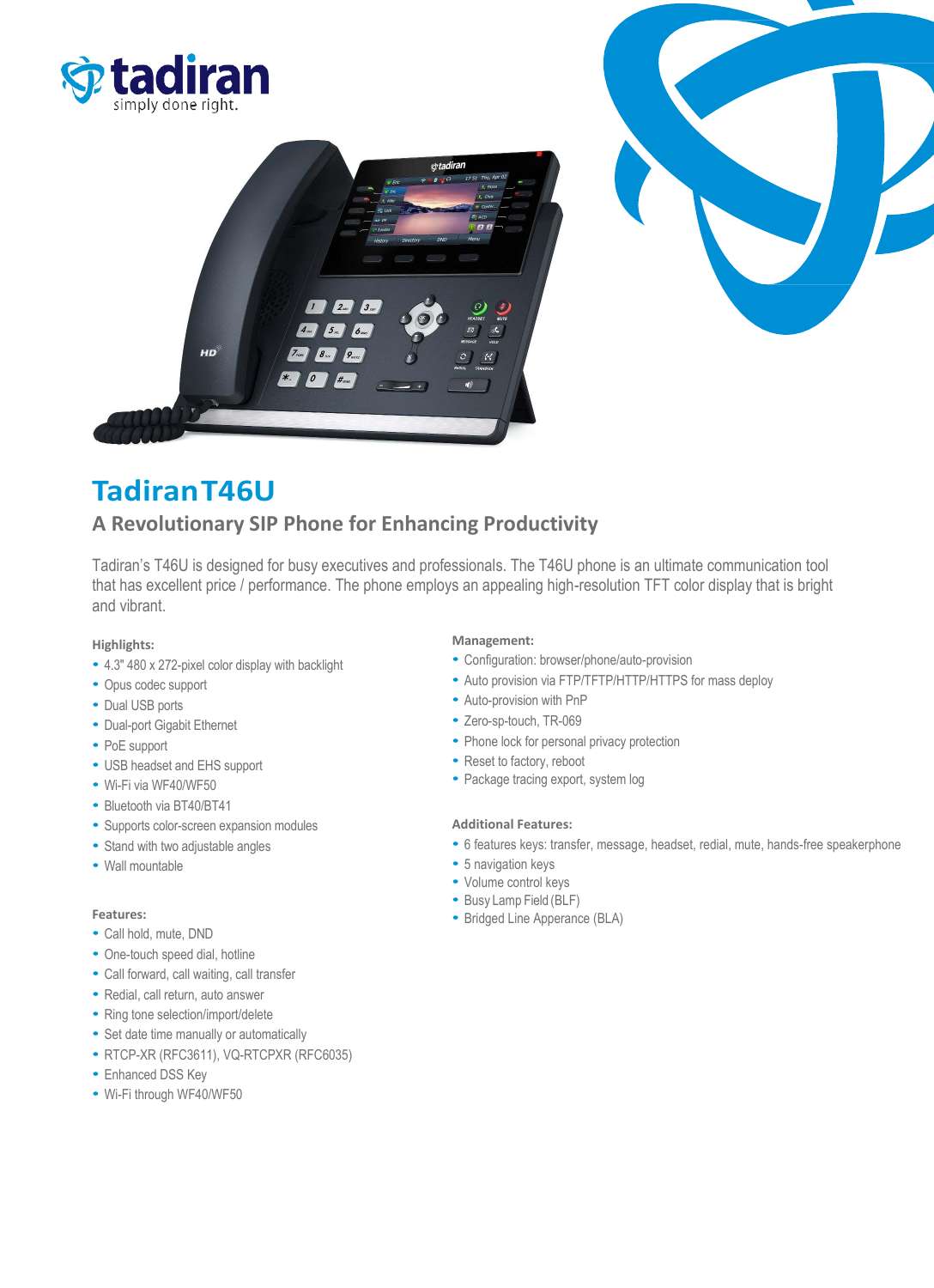# Tadiran T46U

## A Revolutionary SIP Phone for Enhancing Productivity

Tadiran's T46U is designed for busy executives and professionals. The T46U phone is an ultimate communication tool that has excellent price / performance. The phone employs an appealing high-resolution TFT color display that is bright and vibrant.

**Highlights:**

- 4.3" 480 x 272-pixel color display with backlight
- Opus codec support
- Dual USB ports
- Dual-port Gigabit Ethernet
- PoE support
- USB headset and EHS support
- Wi-Fi via WF40/WF50
- Bluetooth via BT40/BT41
- Supports color-screen expansion modules
- Stand with two adjustable angles
- Wall mountable

**Features:**

- Call hold, mute, DND
- One-touch speed dial, hotline
- Call forward, call waiting, call transfer
- Redial, call return, auto answer
- Ring tone selection/import/delete
- Set date time manually or automatically
- RTCP-XR (RFC3611), VQ-RTCPXR (RFC6035)
- Enhanced DSS Key
- Wi-Fi through WF40/WF50

**Management:**

- Configuration: browser/phone/auto-provision
- Auto provision via FTP/TFTP/HTTP/HTTPS for mass deploy
- Auto-provision with PnP
- Zero-sp-touch, TR-069
- Phone lock for personal privacy protection
- Reset to factory, reboot
- Package tracing export, system log

**Additional Features:**

- 6 features keys: transfer, message, headset, redial, mute, hands-free speakerphone
- 5 navigation keys
- Volume control keys
- Busy Lamp Field (BLF)
- Bridged Line Apperance (BLA)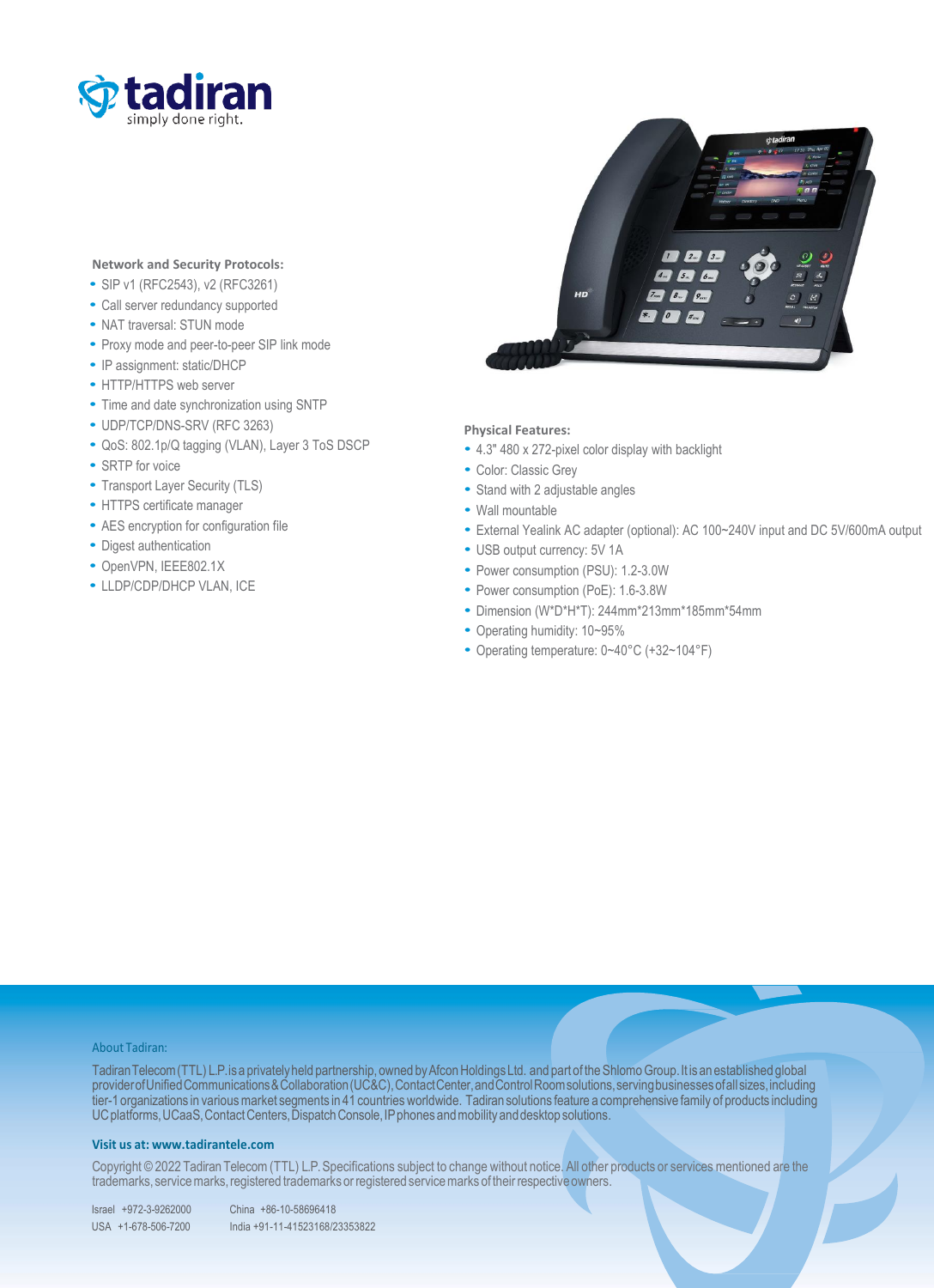**Network and Security Protocols:**

- SIP v1 (RFC2543), v2 (RFC3261)
- Call server redundancy supported
- NAT traversal: STUN mode
- Proxy mode and peer-to-peer SIP link mode
- IP assignment: static/DHCP
- HTTP/HTTPS web server
- Time and date synchronization using SNTP
- UDP/TCP/DNS-SRV (RFC 3263)
- QoS: 802.1p/Q tagging (VLAN), Layer 3 ToS DSCP
- SRTP for voice
- Transport Layer Security (TLS)
- HTTPS certificate manager
- AES encryption for configuration file
- Digest authentication
- OpenVPN, IEEE802.1X
- LLDP/CDP/DHCP VLAN, ICE

**Physical Features:**

- 4.3" 480 x 272-pixel color display with backlight
- Color: Classic Grey
- Stand with 2 adjustable angles
- Wall mountable
- External Yealink AC adapter (optional): AC 100~240V input and DC 5V/600mA output
- USB output currency: 5V 1A
- Power consumption (PSU): 1.2-3.0W
- Power consumption (PoE): 1.6-3.8W
- Dimension (W*D*H*T): 244mm*213mm*185mm*54mm
- Operating humidity: 10~95%
- Operating temperature: 0~40°C (+32~104°F)

About Tadiran:

Tadiran Telecom (TTL) L.P. is a privately held partnership, owned by Afcon Holdings Ltd. and part of the Shlomo Group. It is an established global provider of Unified Communications & Collaboration (UC&C), Contact Center, and Control Room solutions, serving businesses of all sizes, including tier-1 organizations in various market segments in 41 countries worldwide. Tadiran solutions feature a comprehensive family of products including UC platforms, UCaaS, Contact Centers, Dispatch Console, IP phones and mobility and desktop solutions.

**Visit us at: www.tadirantele.com**

Copyright © 2022 Tadiran Telecom (TTL) L.P. Specifications subject to change without notice. All other products or services mentioned are the trademarks, service marks, registered trademarks or registered service marks of their respective owners.

Israel +972-3-9262000
USA +1-678-506-7200
China +86-10-58696418
India +91-11-41523168/23353822